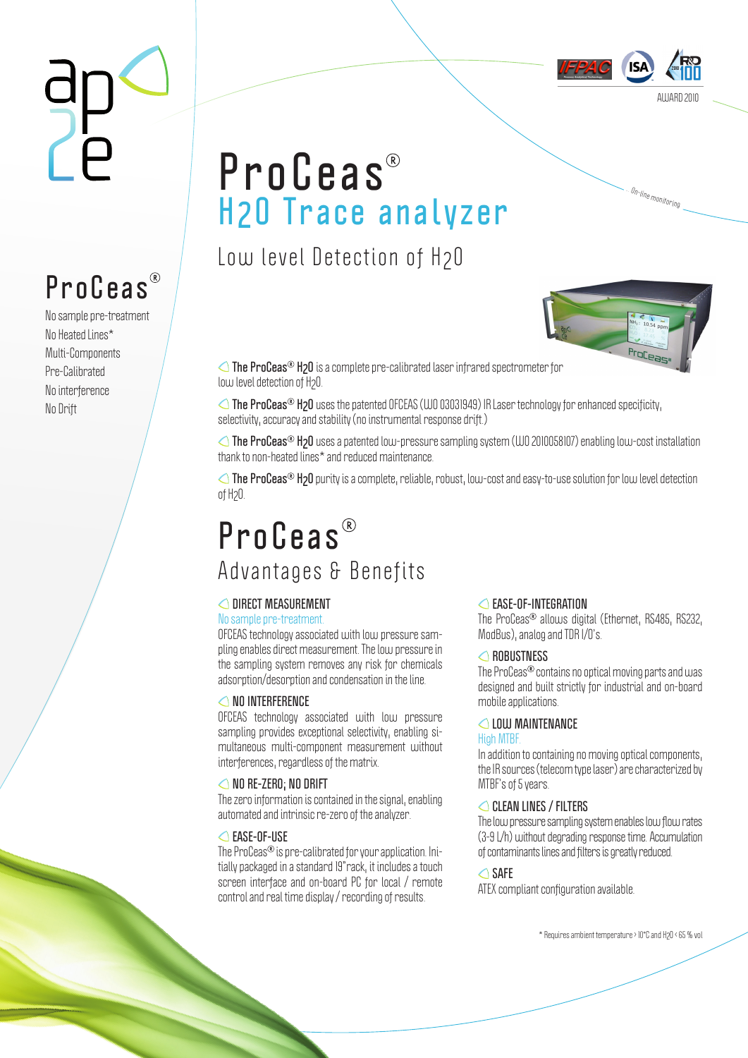# ProCeas®

## $H_2O$ Trace analyzer

### Low level Detection of $H_2O$

AWARD 2010

*On-line monitoring*

**ProCeas®**

- No sample pre-treatment
- No Heated Lines*
- Multi-Components
- Pre-Calibrated
- No interference
- No Drift

**The ProCeas® $H_2O$** is a complete pre-calibrated laser infrared spectrometer for low level detection of $H_2O$.

**The ProCeas® $H_2O$** uses the patented OFCEAS (WO 03031949) IR Laser technology for enhanced specificity, selectivity, accuracy and stability (no instrumental response drift.)

**The ProCeas® $H_2O$** uses a patented low-pressure sampling system (WO 2010058107) enabling low-cost installation thank to non-heated lines* and reduced maintenance.

**The ProCeas® $H_2O$** purity is a complete, reliable, robust, low-cost and easy-to-use solution for low level detection of $H_2O$.

# ProCeas®

## Advantages & Benefits

### DIRECT MEASUREMENT

No sample pre-treatment

OFCEAS technology associated with low pressure sampling enables direct measurement. The low pressure in the sampling system removes any risk for chemicals adsorption/desorption and condensation in the line.

### NO INTERFERENCE

OFCEAS technology associated with low pressure sampling provides exceptional selectivity, enabling simultaneous multi-component measurement without interferences, regardless of the matrix.

### NO RE-ZERO; NO DRIFT

The zero information is contained in the signal, enabling automated and intrinsic re-zero of the analyzer.

### EASE-OF-USE

The ProCeas® is pre-calibrated for your application. Initially packaged in a standard 19"rack, it includes a touch screen interface and on-board PC for local / remote control and real time display / recording of results.

### EASE-OF-INTEGRATION

The ProCeas® allows digital (Ethernet, RS485, RS232, ModBus), analog and TOR I/O's.

### ROBUSTNESS

The ProCeas® contains no optical moving parts and was designed and built strictly for industrial and on-board mobile applications.

### LOW MAINTENANCE

High MTBF.

In addition to containing no moving optical components, the IR sources (telecom type laser) are characterized by MTBF's of 5 years.

### CLEAN LINES / FILTERS

The low pressure sampling system enables low flow rates (3-9 L/h) without degrading response time. Accumulation of contaminants lines and filters is greatly reduced.

### SAFE

ATEX compliant configuration available.

\* Requires ambient temperature > 10°C and $H_2O$ < 65 % vol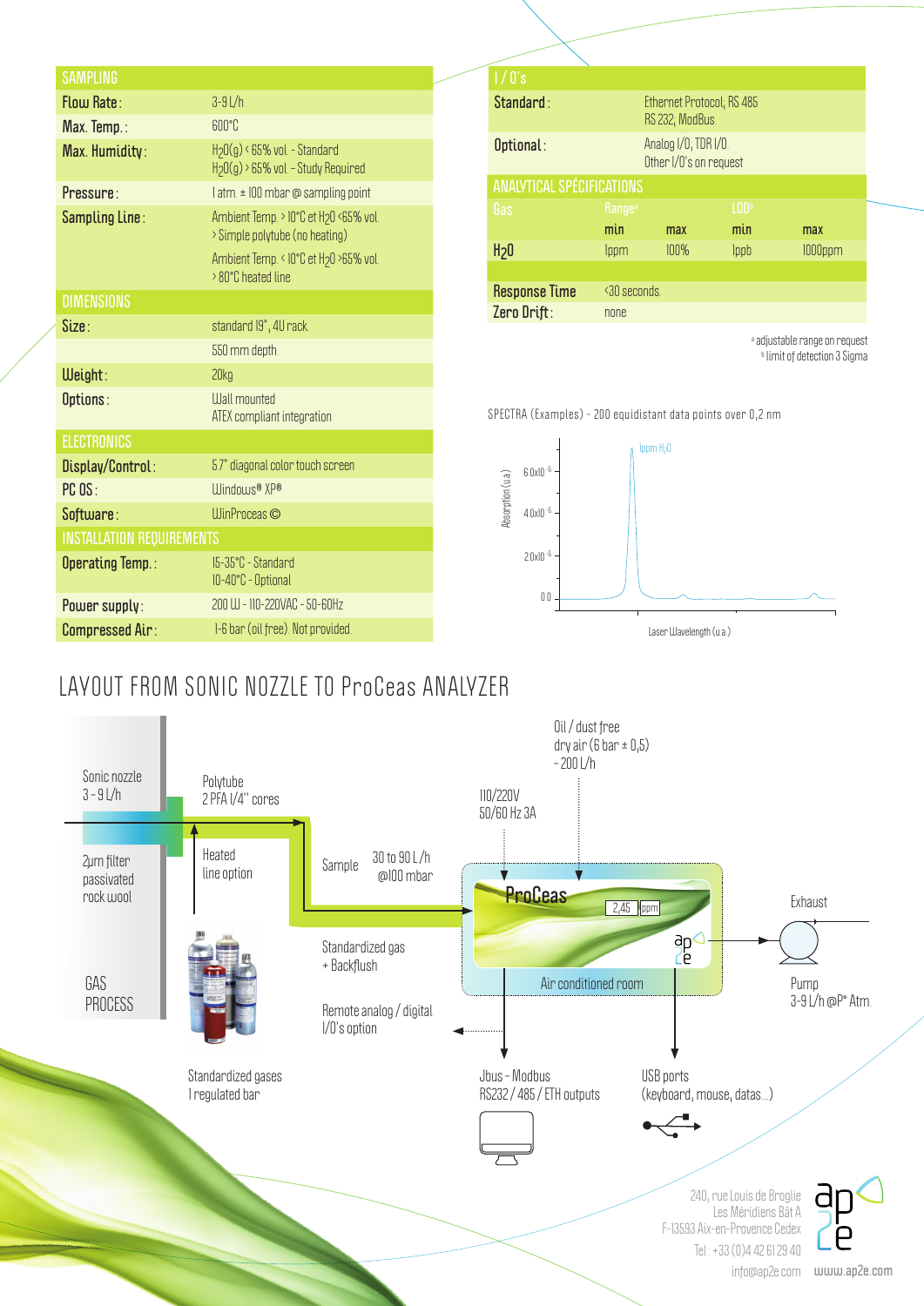| SAMPLING | |
|---|---|
| **Flow Rate**: | 3-9 L/h |
| **Max. Temp.**: | 600°C |
| **Max. Humidity**: | $H_2O$(g) < 65% vol. - Standard<br>$H_2O$(g) > 65% vol. - Study Required |
| **Pressure**: | 1 atm. ± 100 mbar @ sampling point |
| **Sampling Line**: | Ambient Temp. > 10°C et $H_2O$ <65% vol.<br>> Simple polytube (no heating)<br>Ambient Temp. < 10°C et $H_2O$ >65% vol.<br>> 80°C heated line |
| **DIMENSIONS** | |
| **Size**: | standard 19", 4U rack |
| | 550 mm depth |
| **Weight**: | 20kg |
| **Options**: | Wall mounted<br>ATEX compliant integration |
| **ELECTRONICS** | |
| **Display/Control**: | 5.7" diagonal color touch screen |
| **PC OS**: | Windows® XP® |
| **Software**: | WinProceas © |
| **INSTALLATION REQUIREMENTS** | |
| **Operating Temp.**: | 15-35°C - Standard<br>10-40°C - Optional |
| **Power supply**: | 200 W - 110-220VAC - 50-60Hz |
| **Compressed Air**: | 1-6 bar (oil free). Not provided |

| I / O's | |
|---|---|
| **Standard**: | Ethernet Protocol, RS 485<br>RS 232, ModBus |
| **Optional**: | Analog I/O, TDR I/O<br>Other I/O's on request |

| ANALYTICAL SPÉCIFICATIONS | | | | |
|---|---|---|---|---|
| Gas | Range[a] | | LOD[b] | |
| | min | max | min | max |
| $H_2O$ | 1ppm | 100% | 1ppb | 1000ppm |
| **Response Time** | <30 seconds | | | |
| **Zero Drift**: | none | | | |

[a] adjustable range on request
[b] limit of detection 3 Sigma

SPECTRA (Examples) - 200 equidistant data points over 0,2 nm

1ppm $H_2O$
Absorption (u.a.)
6.0x10⁻⁵
4.0x10⁻⁵
2.0x10⁻⁵
0.0
Laser Wavelength (u.a.)

## LAYOUT FROM SONIC NOZZLE TO ProCeas ANALYZER

Sonic nozzle
3 - 9 L/h

2µm filter
passivated
rock wool

GAS
PROCESS

Polytube
2 PFA 1/4'' cores

Heated
line option

Standardized gases
1 regulated bar

Sample

30 to 90 L /h
@100 mbar

Standardized gas
+ Backflush

Remote analog / digital
I/O's option

110/220V
50/60 Hz 3A

Oil / dust free
dry air (6 bar ± 0,5)
- 200 L/h

ProCeas
2,45 ppm

Air conditioned room

Exhaust

Pump
3-9 L/h @P° Atm.

Jbus - Modbus
RS232 / 485 / ETH outputs

USB ports
(keyboard, mouse, datas...)

240, rue Louis de Broglie
Les Méridiens Bât A
F-13593 Aix-en-Provence Cedex
Tel : +33 (0)4 42 61 29 40
info@ap2e.com www.ap2e.com